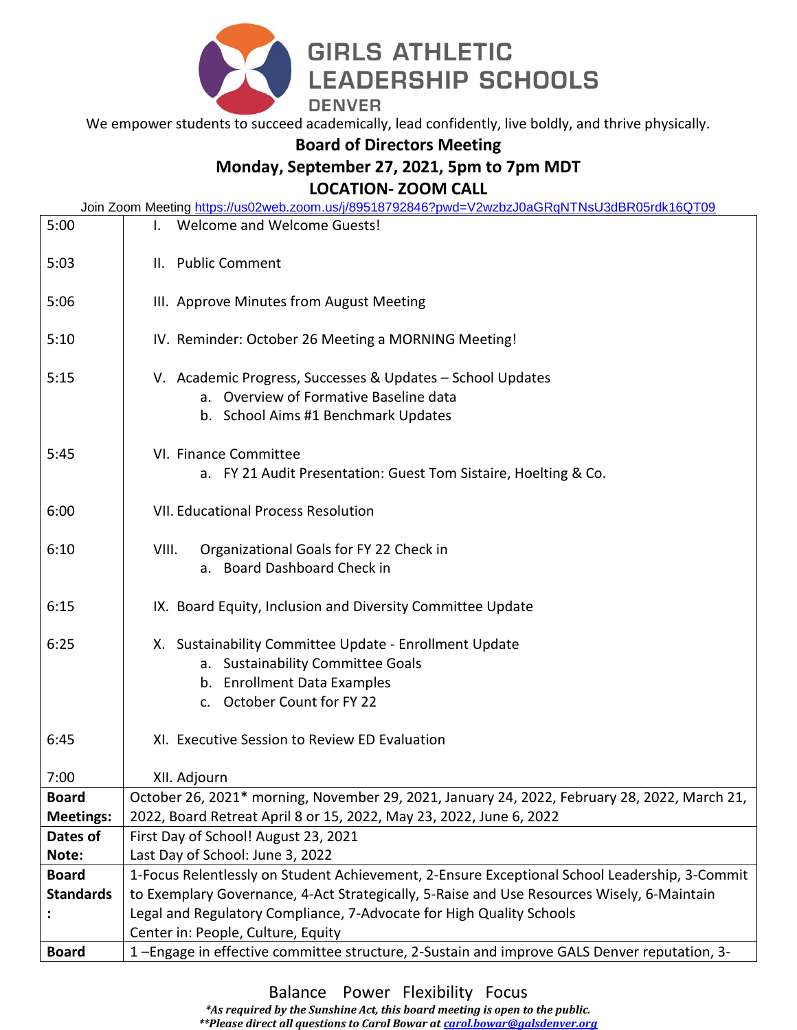# GIRLS ATHLETIC LEADERSHIP SCHOOLS

DENVER

We empower students to succeed academically, lead confidently, live boldly, and thrive physically.

## Board of Directors Meeting

## Monday, September 27, 2021, 5pm to 7pm MDT

## LOCATION- ZOOM CALL

Join Zoom Meeting https://us02web.zoom.us/j/89518792846?pwd=V2wzbzJ0aGRqNTNsU3dBR05rdk16QT09

| | |
|---|---|
| 5:00 | I. Welcome and Welcome Guests! |
| 5:03 | II. Public Comment |
| 5:06 | III. Approve Minutes from August Meeting |
| 5:10 | IV. Reminder: October 26 Meeting a MORNING Meeting! |
| 5:15 | V. Academic Progress, Successes & Updates – School Updates<br>a. Overview of Formative Baseline data<br>b. School Aims #1 Benchmark Updates |
| 5:45 | VI. Finance Committee<br>a. FY 21 Audit Presentation: Guest Tom Sistaire, Hoelting & Co. |
| 6:00 | VII. Educational Process Resolution |
| 6:10 | VIII. Organizational Goals for FY 22 Check in<br>a. Board Dashboard Check in |
| 6:15 | IX. Board Equity, Inclusion and Diversity Committee Update |
| 6:25 | X. Sustainability Committee Update - Enrollment Update<br>a. Sustainability Committee Goals<br>b. Enrollment Data Examples<br>c. October Count for FY 22 |
| 6:45 | XI. Executive Session to Review ED Evaluation |
| 7:00 | XII. Adjourn |
| **Board Meetings:** | October 26, 2021* morning, November 29, 2021, January 24, 2022, February 28, 2022, March 21, 2022, Board Retreat April 8 or 15, 2022, May 23, 2022, June 6, 2022 |
| **Dates of Note:** | First Day of School! August 23, 2021<br>Last Day of School: June 3, 2022 |
| **Board Standards:** | 1-Focus Relentlessly on Student Achievement, 2-Ensure Exceptional School Leadership, 3-Commit to Exemplary Governance, 4-Act Strategically, 5-Raise and Use Resources Wisely, 6-Maintain Legal and Regulatory Compliance, 7-Advocate for High Quality Schools<br>Center in: People, Culture, Equity |
| **Board** | 1 –Engage in effective committee structure, 2-Sustain and improve GALS Denver reputation, 3- |

Balance Power Flexibility Focus

***As required by the Sunshine Act, this board meeting is open to the public.***

*****Please direct all questions to Carol Bowar at carol.bowar@galsdenver.org***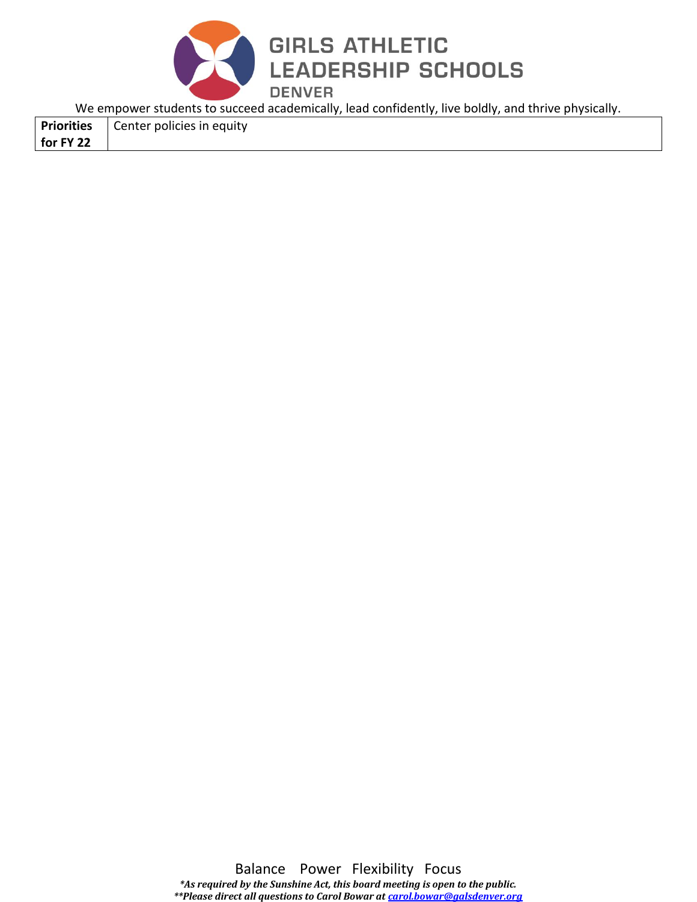# GIRLS ATHLETIC LEADERSHIP SCHOOLS
## DENVER

We empower students to succeed academically, lead confidently, live boldly, and thrive physically.

| | |
|---|---|
| **Priorities for FY 22** | Center policies in equity |

Balance Power Flexibility Focus

***As required by the Sunshine Act, this board meeting is open to the public.***
***\*\*Please direct all questions to Carol Bowar at carol.bowar@galsdenver.org***